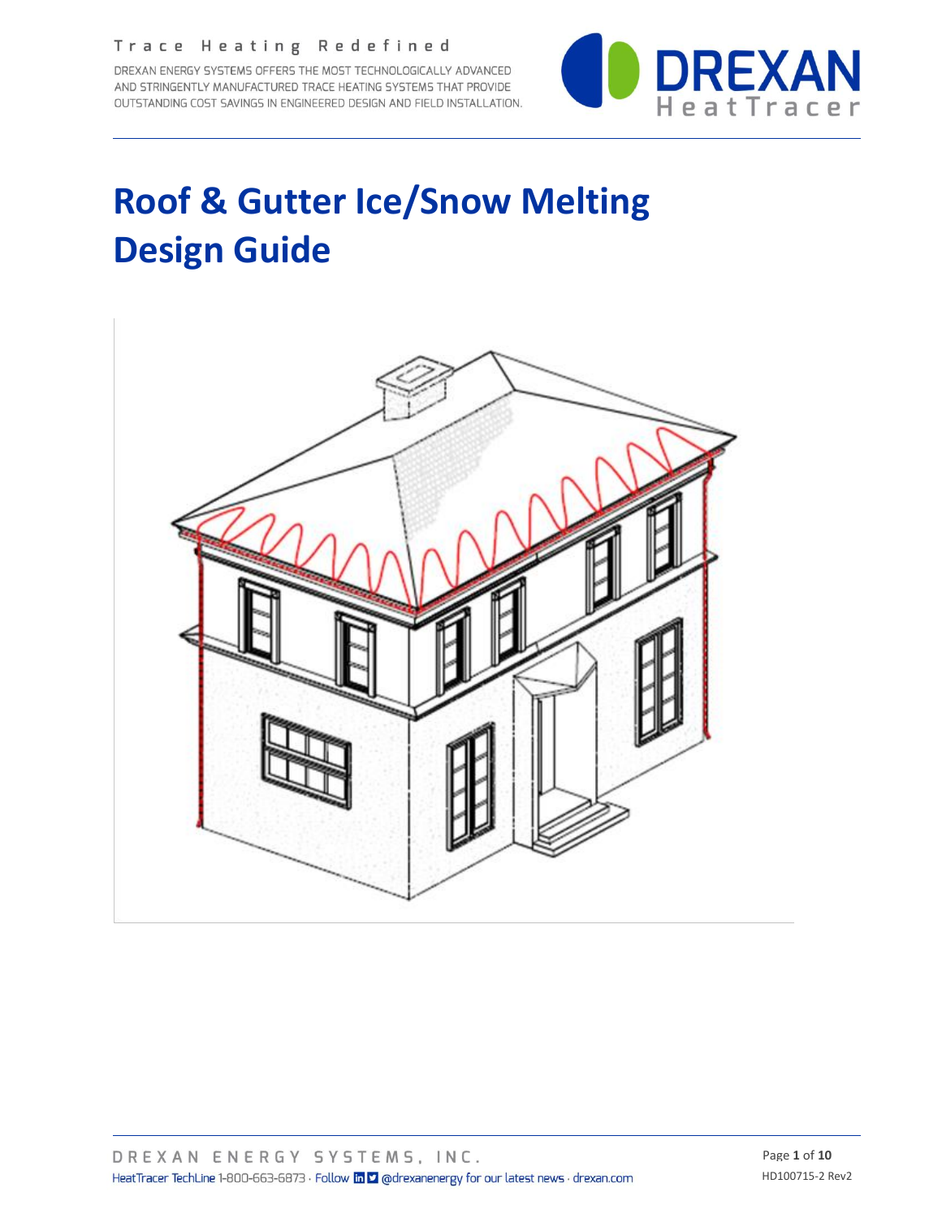Trace Heating Redefined

DREXAN ENERGY SYSTEMS OFFERS THE MOST TECHNOLOGICALLY ADVANCED AND STRINGENTLY MANUFACTURED TRACE HEATING SYSTEMS THAT PROVIDE OUTSTANDING COST SAVINGS IN ENGINEERED DESIGN AND FIELD INSTALLATION.

# Roof & Gutter Ice/Snow Melting Design Guide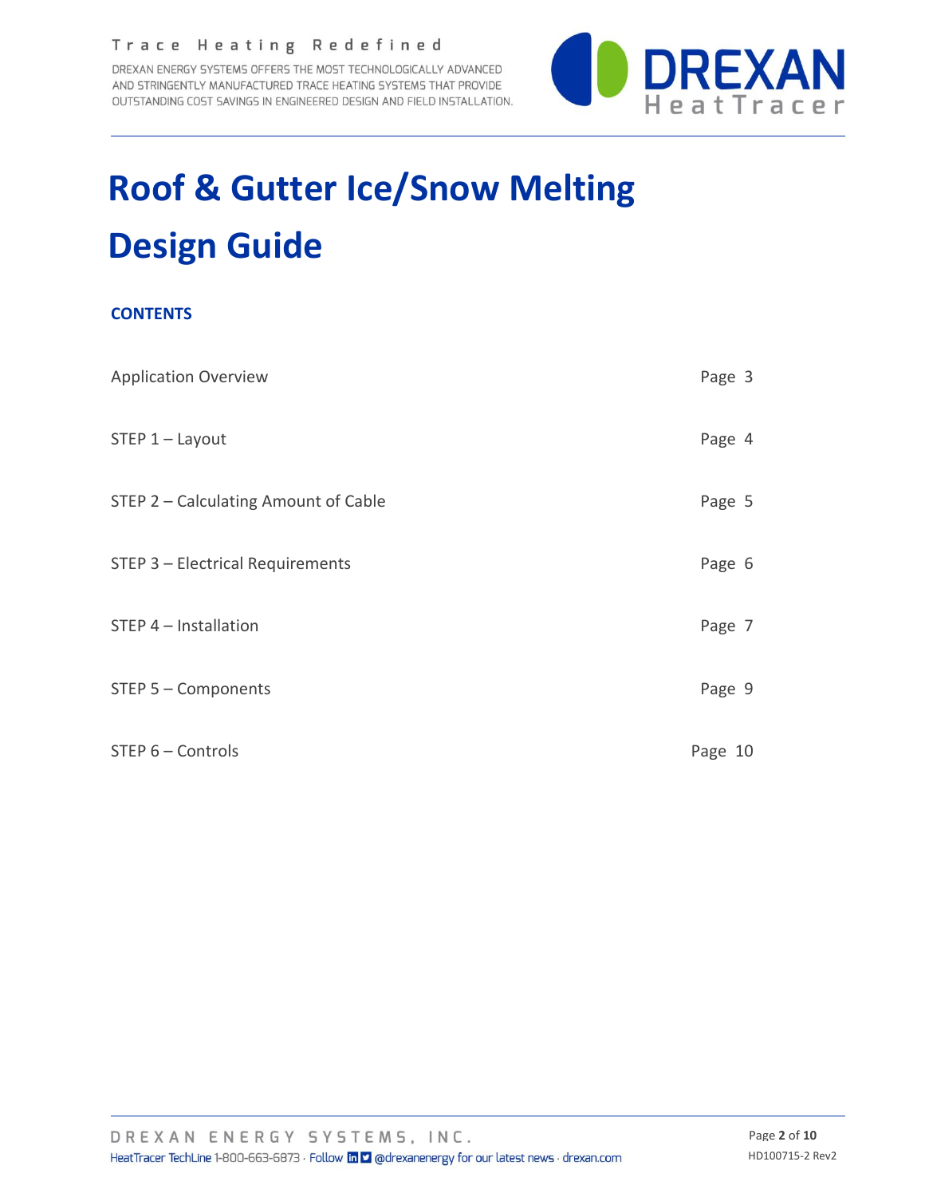# Roof & Gutter Ice/Snow Melting Design Guide

## CONTENTS

| | |
|---|---|
| Application Overview | Page 3 |
| STEP 1 – Layout | Page 4 |
| STEP 2 – Calculating Amount of Cable | Page 5 |
| STEP 3 – Electrical Requirements | Page 6 |
| STEP 4 – Installation | Page 7 |
| STEP 5 – Components | Page 9 |
| STEP 6 – Controls | Page 10 |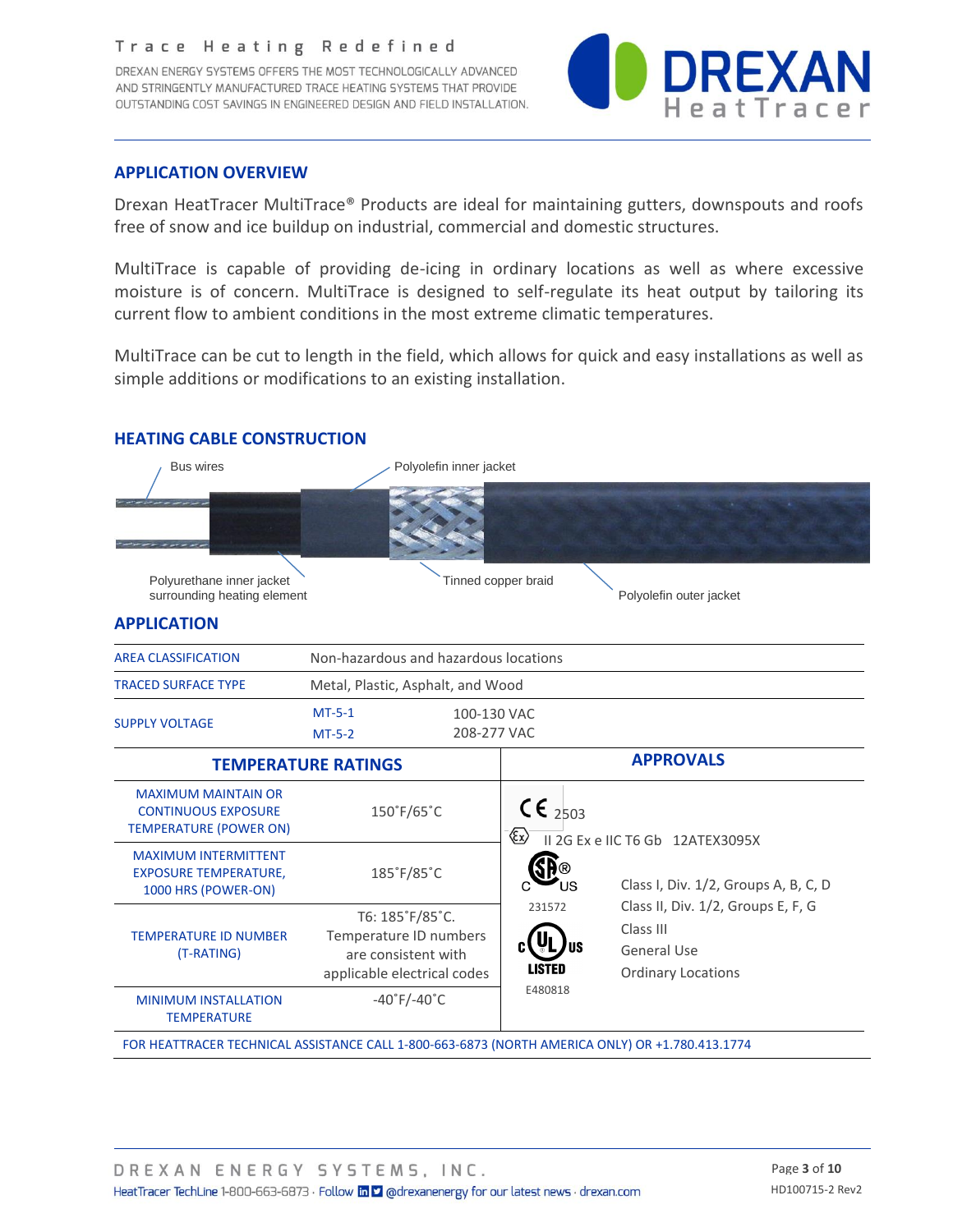## APPLICATION OVERVIEW

Drexan HeatTracer MultiTrace® Products are ideal for maintaining gutters, downspouts and roofs free of snow and ice buildup on industrial, commercial and domestic structures.

MultiTrace is capable of providing de-icing in ordinary locations as well as where excessive moisture is of concern. MultiTrace is designed to self-regulate its heat output by tailoring its current flow to ambient conditions in the most extreme climatic temperatures.

MultiTrace can be cut to length in the field, which allows for quick and easy installations as well as simple additions or modifications to an existing installation.

## HEATING CABLE CONSTRUCTION

- Bus wires
- Polyurethane inner jacket surrounding heating element
- Polyolefin inner jacket
- Tinned copper braid
- Polyolefin outer jacket

## APPLICATION

| | | |
|---|---|---|
| AREA CLASSIFICATION | Non-hazardous and hazardous locations | |
| TRACED SURFACE TYPE | Metal, Plastic, Asphalt, and Wood | |
| SUPPLY VOLTAGE | MT-5-1 | 100-130 VAC |
| | MT-5-2 | 208-277 VAC |

| TEMPERATURE RATINGS | |
|---|---|
| MAXIMUM MAINTAIN OR CONTINUOUS EXPOSURE TEMPERATURE (POWER ON) | 150˚F/65˚C |
| MAXIMUM INTERMITTENT EXPOSURE TEMPERATURE, 1000 HRS (POWER-ON) | 185˚F/85˚C |
| TEMPERATURE ID NUMBER (T-RATING) | T6: 185˚F/85˚C. Temperature ID numbers are consistent with applicable electrical codes |
| MINIMUM INSTALLATION TEMPERATURE | -40˚F/-40˚C |

**APPROVALS**

- CE 2503
- Ex II 2G Ex e IIC T6 Gb 12ATEX3095X
- CSA C US 231572; C UL US LISTED E480818:
  - Class I, Div. 1/2, Groups A, B, C, D
  - Class II, Div. 1/2, Groups E, F, G
  - Class III
  - General Use
  - Ordinary Locations

FOR HEATTRACER TECHNICAL ASSISTANCE CALL 1-800-663-6873 (NORTH AMERICA ONLY) OR +1.780.413.1774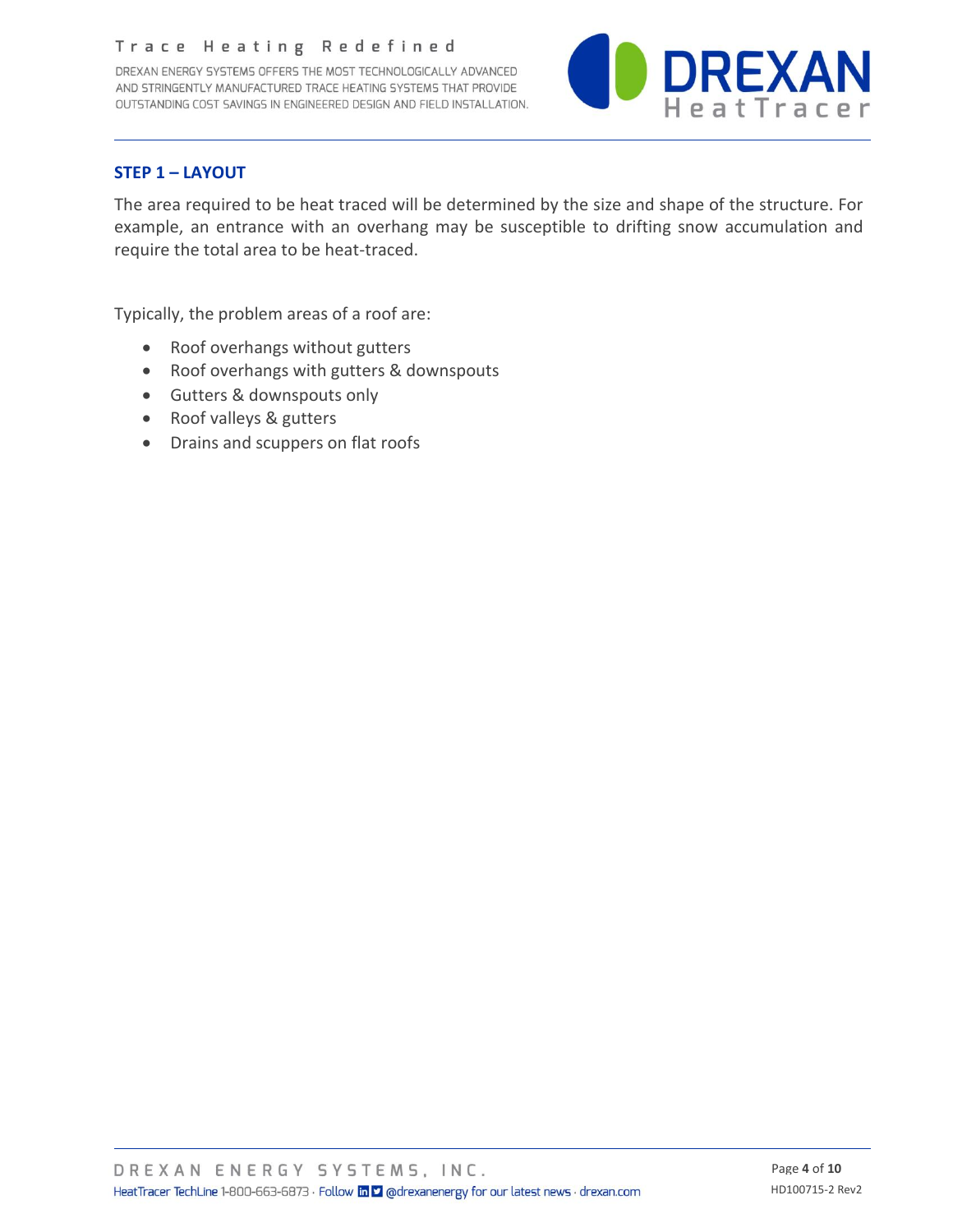## STEP 1 – LAYOUT

The area required to be heat traced will be determined by the size and shape of the structure. For example, an entrance with an overhang may be susceptible to drifting snow accumulation and require the total area to be heat-traced.

Typically, the problem areas of a roof are:

- Roof overhangs without gutters
- Roof overhangs with gutters & downspouts
- Gutters & downspouts only
- Roof valleys & gutters
- Drains and scuppers on flat roofs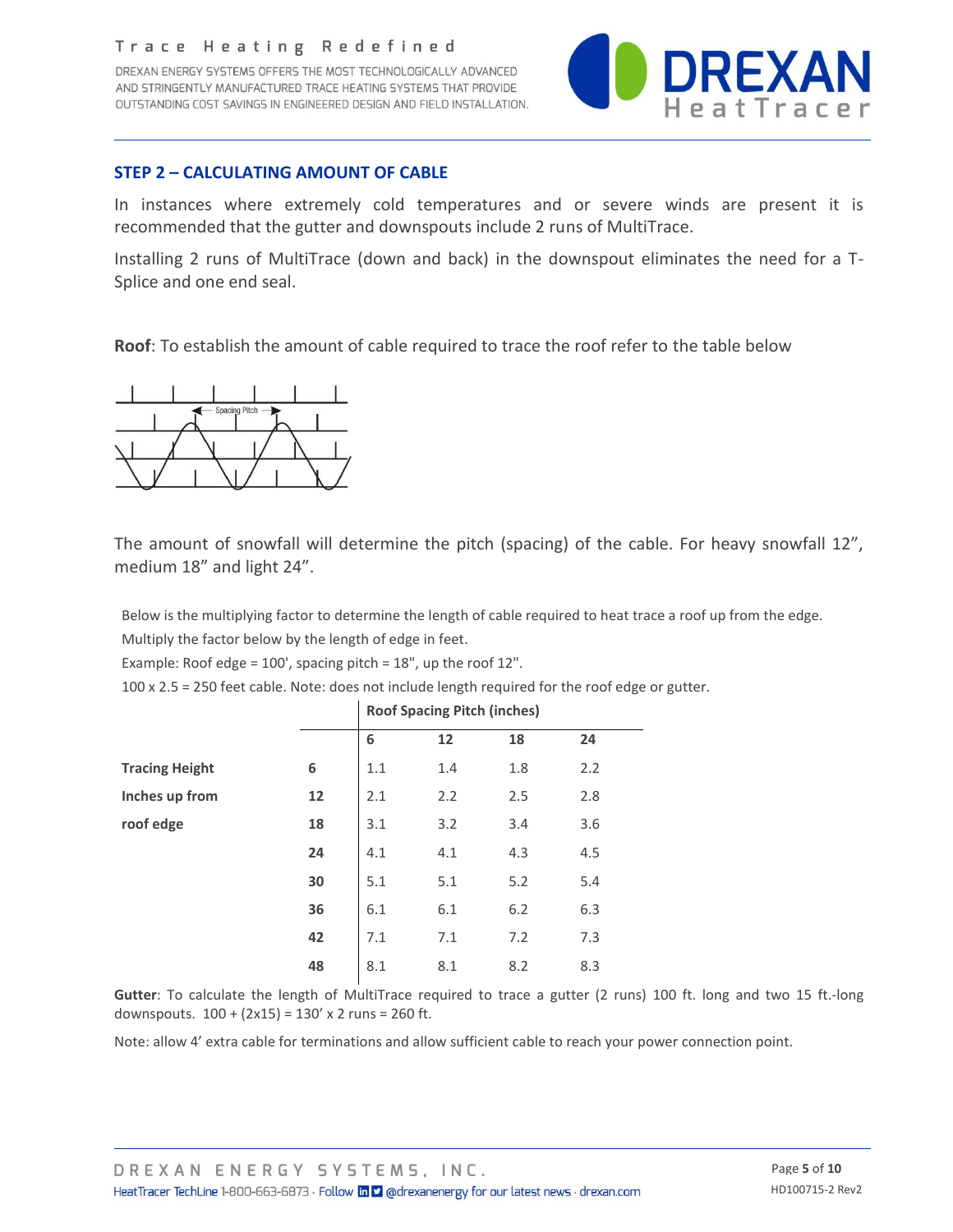## STEP 2 – CALCULATING AMOUNT OF CABLE

In instances where extremely cold temperatures and or severe winds are present it is recommended that the gutter and downspouts include 2 runs of MultiTrace.

Installing 2 runs of MultiTrace (down and back) in the downspout eliminates the need for a T-Splice and one end seal.

**Roof**: To establish the amount of cable required to trace the roof refer to the table below

Spacing Pitch

The amount of snowfall will determine the pitch (spacing) of the cable. For heavy snowfall 12", medium 18" and light 24".

Below is the multiplying factor to determine the length of cable required to heat trace a roof up from the edge.

Multiply the factor below by the length of edge in feet.

Example: Roof edge = 100', spacing pitch = 18", up the roof 12".

100 x 2.5 = 250 feet cable. Note: does not include length required for the roof edge or gutter.

| | | **Roof Spacing Pitch (inches)** | | | |
|---|---|---|---|---|---|
| | | **6** | **12** | **18** | **24** |
| **Tracing Height** | **6** | 1.1 | 1.4 | 1.8 | 2.2 |
| **Inches up from** | **12** | 2.1 | 2.2 | 2.5 | 2.8 |
| **roof edge** | **18** | 3.1 | 3.2 | 3.4 | 3.6 |
| | **24** | 4.1 | 4.1 | 4.3 | 4.5 |
| | **30** | 5.1 | 5.1 | 5.2 | 5.4 |
| | **36** | 6.1 | 6.1 | 6.2 | 6.3 |
| | **42** | 7.1 | 7.1 | 7.2 | 7.3 |
| | **48** | 8.1 | 8.1 | 8.2 | 8.3 |

**Gutter**: To calculate the length of MultiTrace required to trace a gutter (2 runs) 100 ft. long and two 15 ft.-long downspouts. 100 + (2x15) = 130' x 2 runs = 260 ft.

Note: allow 4' extra cable for terminations and allow sufficient cable to reach your power connection point.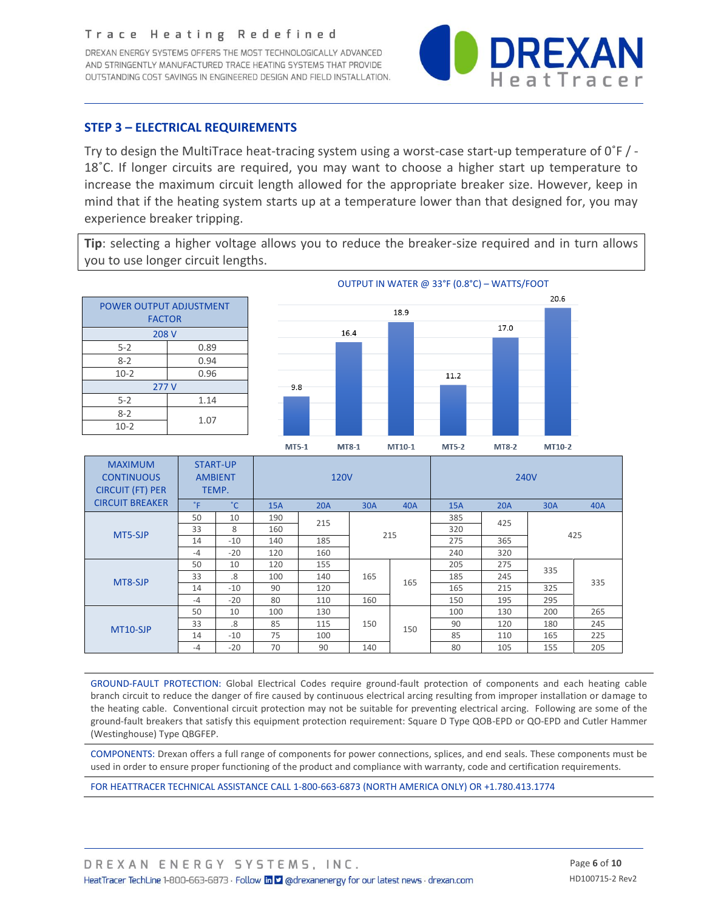## STEP 3 – ELECTRICAL REQUIREMENTS

Try to design the MultiTrace heat-tracing system using a worst-case start-up temperature of 0˚F / -18˚C. If longer circuits are required, you may want to choose a higher start up temperature to increase the maximum circuit length allowed for the appropriate breaker size. However, keep in mind that if the heating system starts up at a temperature lower than that designed for, you may experience breaker tripping.

**Tip**: selecting a higher voltage allows you to reduce the breaker-size required and in turn allows you to use longer circuit lengths.

| POWER OUTPUT ADJUSTMENT FACTOR | |
|---|---|
| **208 V** | |
| 5-2 | 0.89 |
| 8-2 | 0.94 |
| 10-2 | 0.96 |
| **277 V** | |
| 5-2 | 1.14 |
| 8-2 | 1.07 |
| 10-2 | 1.07 |

OUTPUT IN WATER @ 33°F (0.8°C) – WATTS/FOOT

| MT5-1 | MT8-1 | MT10-1 | MT5-2 | MT8-2 | MT10-2 |
|---|---|---|---|---|---|
| 9.8 | 16.4 | 18.9 | 11.2 | 17.0 | 20.6 |

| MAXIMUM CONTINUOUS CIRCUIT (FT) PER CIRCUIT BREAKER | START-UP AMBIENT TEMP. | | 120V | | | | 240V | | | |
|---|---|---|---|---|---|---|---|---|---|---|
| | ˚F | ˚C | 15A | 20A | 30A | 40A | 15A | 20A | 30A | 40A |
| MT5-SJP | 50 | 10 | 190 | 215 | 215 | 215 | 385 | 425 | 425 | 425 |
| | 33 | 8 | 160 | 215 | 215 | 215 | 320 | 425 | 425 | 425 |
| | 14 | -10 | 140 | 185 | 215 | 215 | 275 | 365 | 425 | 425 |
| | -4 | -20 | 120 | 160 | 215 | 215 | 240 | 320 | 425 | 425 |
| MT8-SJP | 50 | 10 | 120 | 155 | 165 | 165 | 205 | 275 | 335 | 335 |
| | 33 | .8 | 100 | 140 | 165 | 165 | 185 | 245 | 335 | 335 |
| | 14 | -10 | 90 | 120 | 165 | 165 | 165 | 215 | 325 | 335 |
| | -4 | -20 | 80 | 110 | 160 | 165 | 150 | 195 | 295 | 335 |
| MT10-SJP | 50 | 10 | 100 | 130 | 150 | 150 | 100 | 130 | 200 | 265 |
| | 33 | .8 | 85 | 115 | 150 | 150 | 90 | 120 | 180 | 245 |
| | 14 | -10 | 75 | 100 | 150 | 150 | 85 | 110 | 165 | 225 |
| | -4 | -20 | 70 | 90 | 140 | 150 | 80 | 105 | 155 | 205 |

GROUND-FAULT PROTECTION: Global Electrical Codes require ground-fault protection of components and each heating cable branch circuit to reduce the danger of fire caused by continuous electrical arcing resulting from improper installation or damage to the heating cable. Conventional circuit protection may not be suitable for preventing electrical arcing. Following are some of the ground-fault breakers that satisfy this equipment protection requirement: Square D Type QOB-EPD or QO-EPD and Cutler Hammer (Westinghouse) Type QBGFEP.

COMPONENTS: Drexan offers a full range of components for power connections, splices, and end seals. These components must be used in order to ensure proper functioning of the product and compliance with warranty, code and certification requirements.

FOR HEATTRACER TECHNICAL ASSISTANCE CALL 1-800-663-6873 (NORTH AMERICA ONLY) OR +1.780.413.1774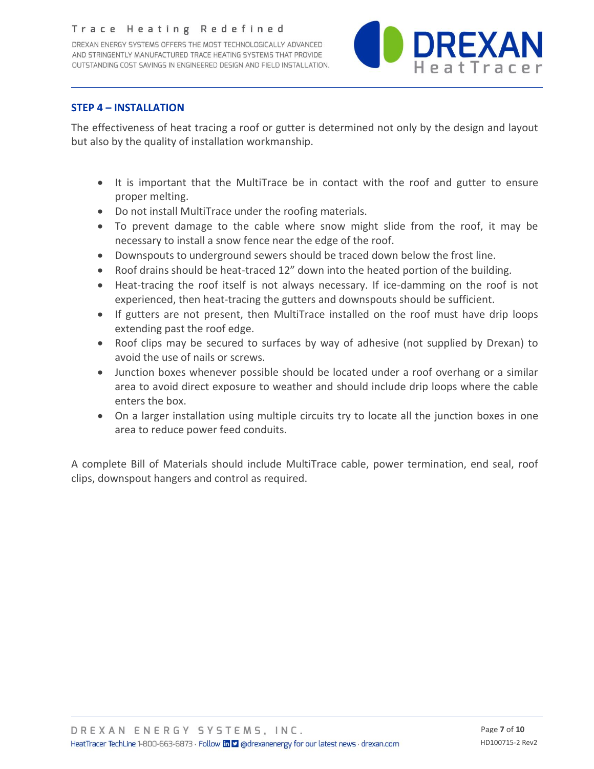## STEP 4 – INSTALLATION

The effectiveness of heat tracing a roof or gutter is determined not only by the design and layout but also by the quality of installation workmanship.

- It is important that the MultiTrace be in contact with the roof and gutter to ensure proper melting.
- Do not install MultiTrace under the roofing materials.
- To prevent damage to the cable where snow might slide from the roof, it may be necessary to install a snow fence near the edge of the roof.
- Downspouts to underground sewers should be traced down below the frost line.
- Roof drains should be heat-traced 12" down into the heated portion of the building.
- Heat-tracing the roof itself is not always necessary. If ice-damming on the roof is not experienced, then heat-tracing the gutters and downspouts should be sufficient.
- If gutters are not present, then MultiTrace installed on the roof must have drip loops extending past the roof edge.
- Roof clips may be secured to surfaces by way of adhesive (not supplied by Drexan) to avoid the use of nails or screws.
- Junction boxes whenever possible should be located under a roof overhang or a similar area to avoid direct exposure to weather and should include drip loops where the cable enters the box.
- On a larger installation using multiple circuits try to locate all the junction boxes in one area to reduce power feed conduits.

A complete Bill of Materials should include MultiTrace cable, power termination, end seal, roof clips, downspout hangers and control as required.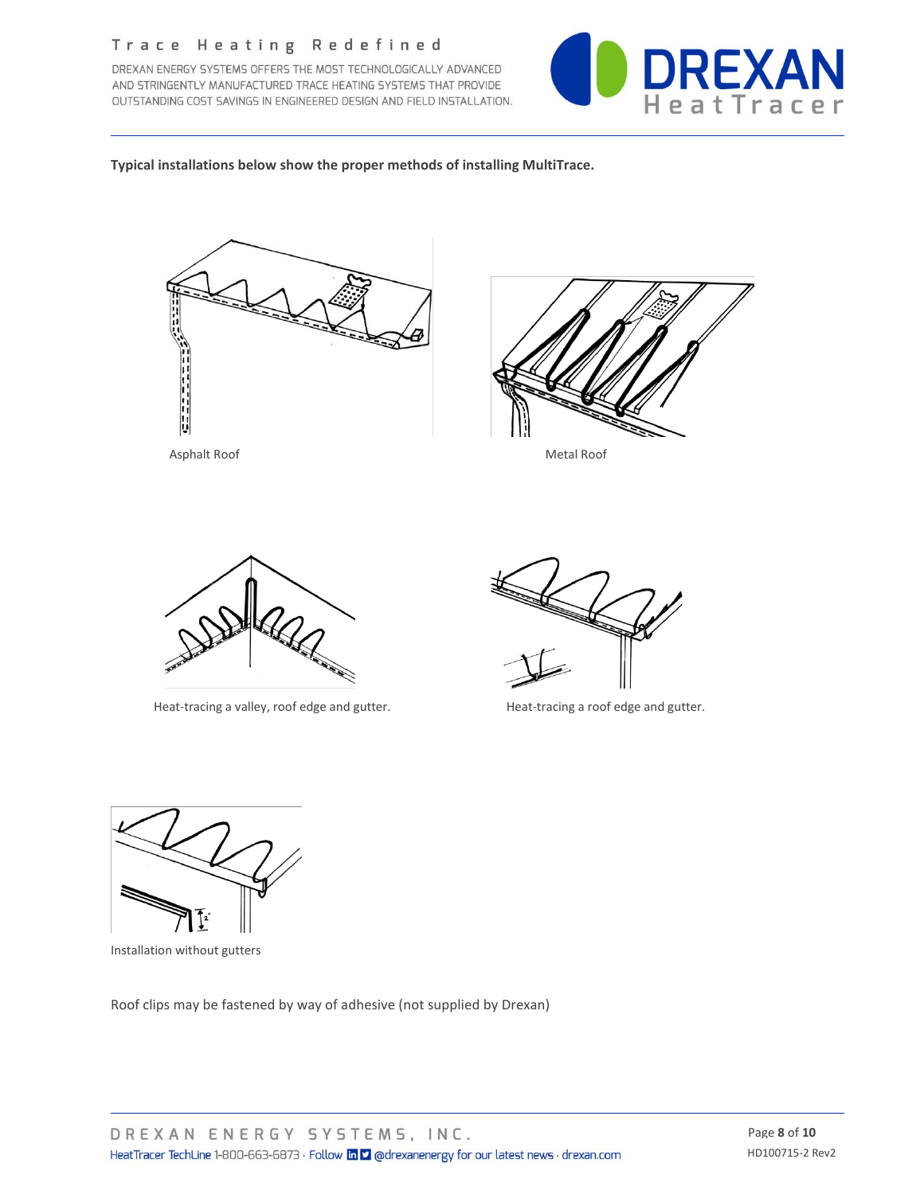**Typical installations below show the proper methods of installing MultiTrace.**

Asphalt Roof

Metal Roof

Heat-tracing a valley, roof edge and gutter.

Heat-tracing a roof edge and gutter.

Installation without gutters

Roof clips may be fastened by way of adhesive (not supplied by Drexan)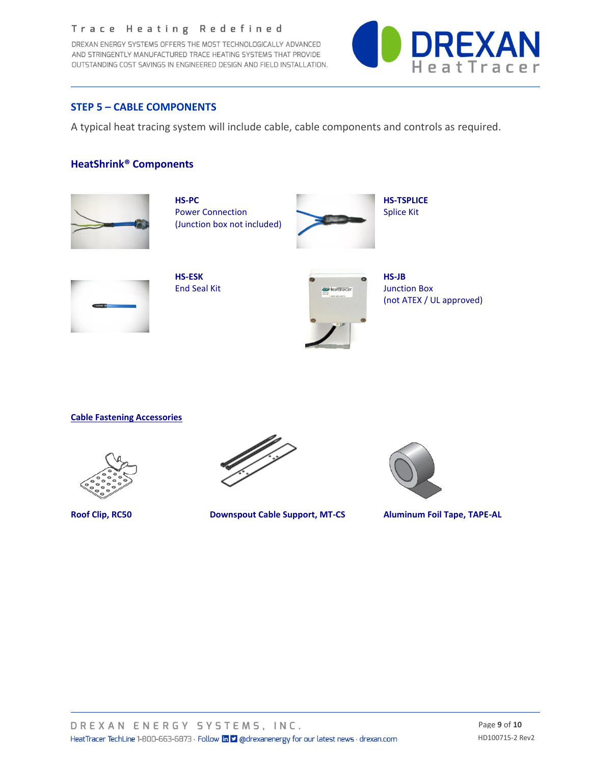## STEP 5 – CABLE COMPONENTS

A typical heat tracing system will include cable, cable components and controls as required.

### HeatShrink® Components

**HS-PC**
Power Connection
(Junction box not included)

**HS-TSPLICE**
Splice Kit

**HS-ESK**
End Seal Kit

**HS-JB**
Junction Box
(not ATEX / UL approved)

### Cable Fastening Accessories

**Roof Clip, RC50**

**Downspout Cable Support, MT-CS**

**Aluminum Foil Tape, TAPE-AL**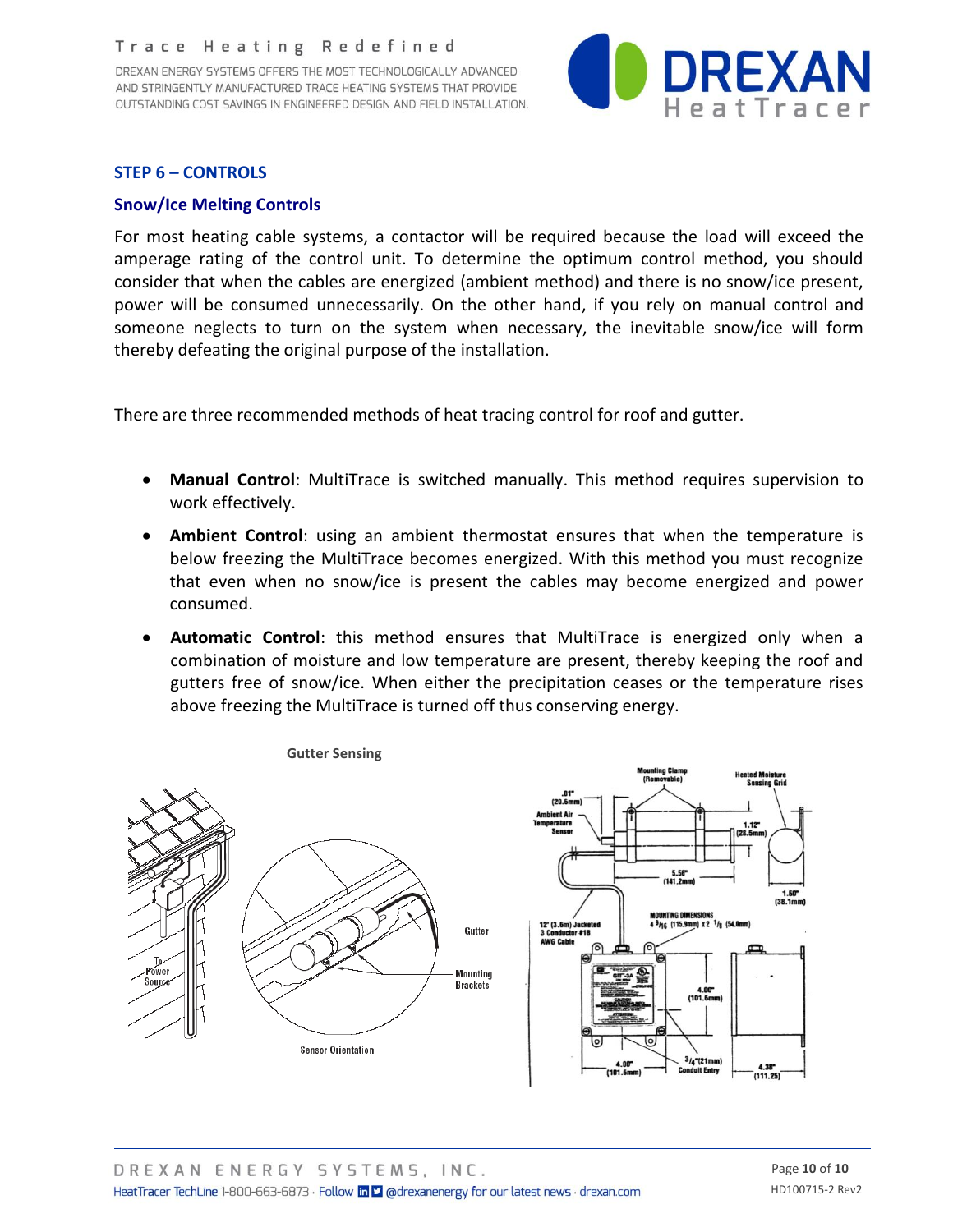## STEP 6 – CONTROLS

### Snow/Ice Melting Controls

For most heating cable systems, a contactor will be required because the load will exceed the amperage rating of the control unit. To determine the optimum control method, you should consider that when the cables are energized (ambient method) and there is no snow/ice present, power will be consumed unnecessarily. On the other hand, if you rely on manual control and someone neglects to turn on the system when necessary, the inevitable snow/ice will form thereby defeating the original purpose of the installation.

There are three recommended methods of heat tracing control for roof and gutter.

- **Manual Control**: MultiTrace is switched manually. This method requires supervision to work effectively.
- **Ambient Control**: using an ambient thermostat ensures that when the temperature is below freezing the MultiTrace becomes energized. With this method you must recognize that even when no snow/ice is present the cables may become energized and power consumed.
- **Automatic Control**: this method ensures that MultiTrace is energized only when a combination of moisture and low temperature are present, thereby keeping the roof and gutters free of snow/ice. When either the precipitation ceases or the temperature rises above freezing the MultiTrace is turned off thus conserving energy.

**Gutter Sensing**

To Power Source

Gutter

Mounting Brackets

Sensor Orientation

Mounting Clamp (Removable)

Heated Moisture Sensing Grid

.81" (20.6mm)

Ambient Air Temperature Sensor

1.12" (28.5mm)

5.56" (141.2mm)

1.50" (38.1mm)

12' (3.6m) Jacketed 3 Conductor #18 AWG Cable

MOUNTING DIMENSIONS 4 5/16 (115.9mm) x 2 1/8 (54.0mm)

4.00" (101.6mm)

4.00" (101.6mm)

3/4"(21mm) Conduit Entry

4.38" (111.25)